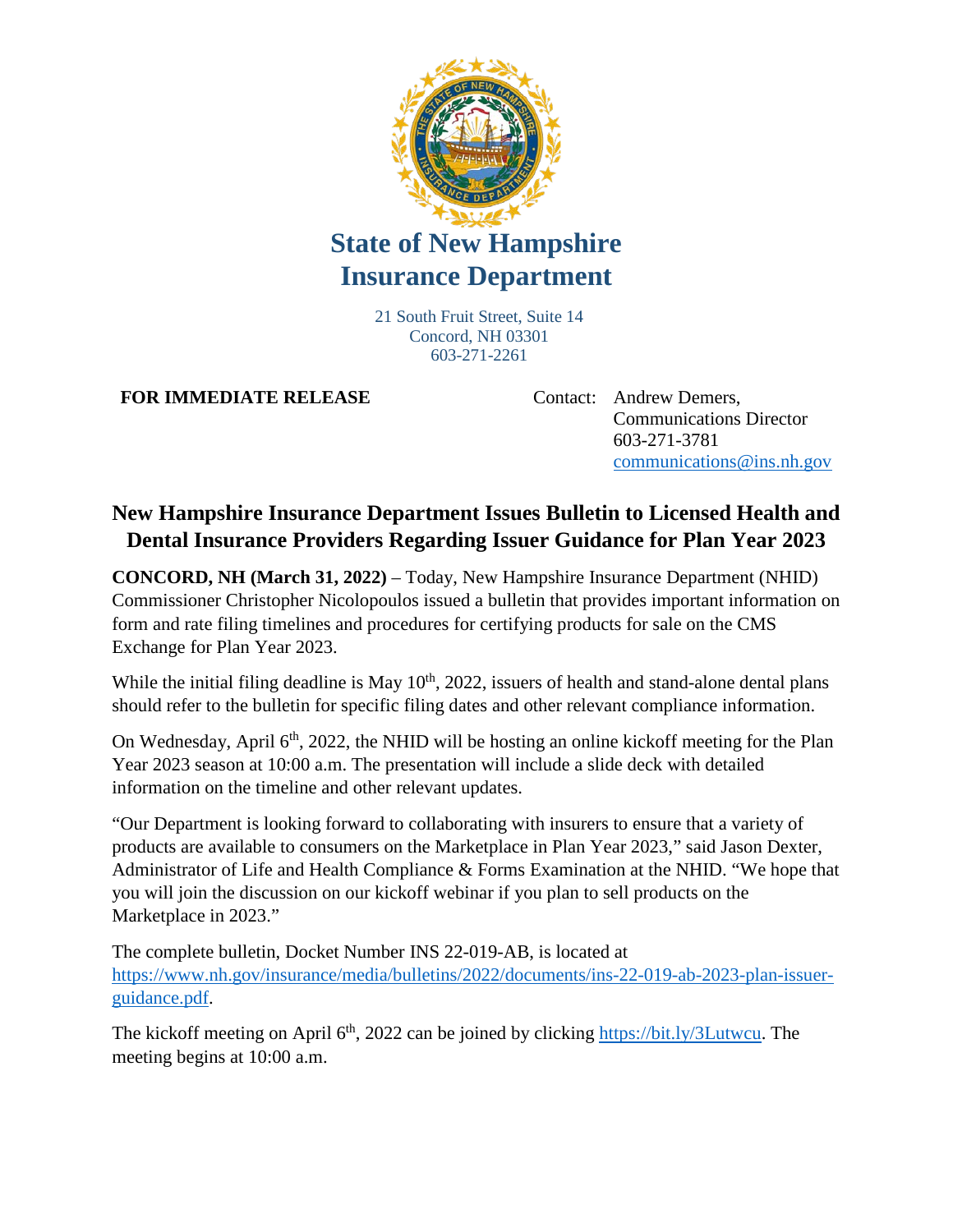# State of New Hampshire Insurance Department

21 South Fruit Street, Suite 14
Concord, NH 03301
603-271-2261

**FOR IMMEDIATE RELEASE**

Contact: Andrew Demers,
Communications Director
603-271-3781
communications@ins.nh.gov

## New Hampshire Insurance Department Issues Bulletin to Licensed Health and Dental Insurance Providers Regarding Issuer Guidance for Plan Year 2023

**CONCORD, NH (March 31, 2022)** – Today, New Hampshire Insurance Department (NHID) Commissioner Christopher Nicolopoulos issued a bulletin that provides important information on form and rate filing timelines and procedures for certifying products for sale on the CMS Exchange for Plan Year 2023.

While the initial filing deadline is May 10th, 2022, issuers of health and stand-alone dental plans should refer to the bulletin for specific filing dates and other relevant compliance information.

On Wednesday, April 6th, 2022, the NHID will be hosting an online kickoff meeting for the Plan Year 2023 season at 10:00 a.m. The presentation will include a slide deck with detailed information on the timeline and other relevant updates.

"Our Department is looking forward to collaborating with insurers to ensure that a variety of products are available to consumers on the Marketplace in Plan Year 2023," said Jason Dexter, Administrator of Life and Health Compliance & Forms Examination at the NHID. "We hope that you will join the discussion on our kickoff webinar if you plan to sell products on the Marketplace in 2023."

The complete bulletin, Docket Number INS 22-019-AB, is located at https://www.nh.gov/insurance/media/bulletins/2022/documents/ins-22-019-ab-2023-plan-issuer-guidance.pdf.

The kickoff meeting on April 6th, 2022 can be joined by clicking https://bit.ly/3Lutwcu. The meeting begins at 10:00 a.m.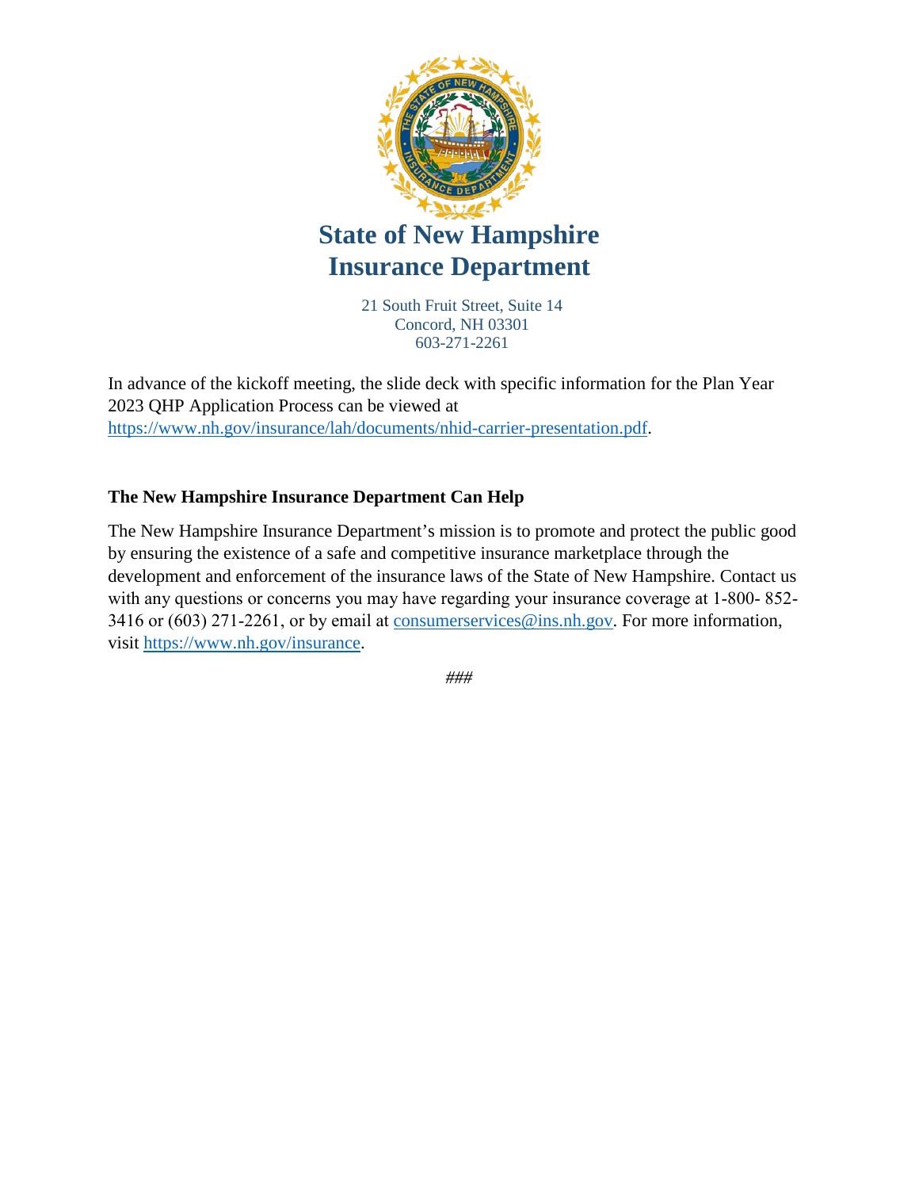# State of New Hampshire Insurance Department

21 South Fruit Street, Suite 14
Concord, NH 03301
603-271-2261

In advance of the kickoff meeting, the slide deck with specific information for the Plan Year 2023 QHP Application Process can be viewed at https://www.nh.gov/insurance/lah/documents/nhid-carrier-presentation.pdf.

**The New Hampshire Insurance Department Can Help**

The New Hampshire Insurance Department's mission is to promote and protect the public good by ensuring the existence of a safe and competitive insurance marketplace through the development and enforcement of the insurance laws of the State of New Hampshire. Contact us with any questions or concerns you may have regarding your insurance coverage at 1-800- 852-3416 or (603) 271-2261, or by email at consumerservices@ins.nh.gov. For more information, visit https://www.nh.gov/insurance.

###